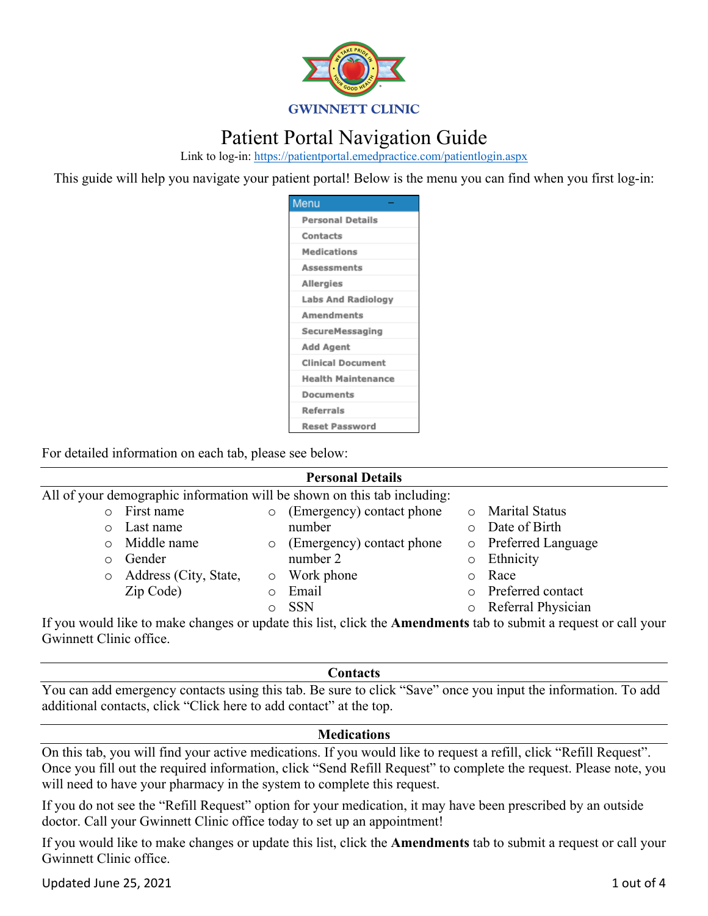GWINNETT CLINIC

# Patient Portal Navigation Guide

Link to log-in: https://patientportal.emedpractice.com/patientlogin.aspx

This guide will help you navigate your patient portal! Below is the menu you can find when you first log-in:

**Menu**

- Personal Details
- Contacts
- Medications
- Assessments
- Allergies
- Labs And Radiology
- Amendments
- SecureMessaging
- Add Agent
- Clinical Document
- Health Maintenance
- Documents
- Referrals
- Reset Password

For detailed information on each tab, please see below:

## Personal Details

All of your demographic information will be shown on this tab including:

- First name
- Last name
- Middle name
- Gender
- Address (City, State, Zip Code)
- (Emergency) contact phone number
- (Emergency) contact phone number 2
- Work phone
- Email
- SSN
- Marital Status
- Date of Birth
- Preferred Language
- Ethnicity
- Race
- Preferred contact
- Referral Physician

If you would like to make changes or update this list, click the **Amendments** tab to submit a request or call your Gwinnett Clinic office.

## Contacts

You can add emergency contacts using this tab. Be sure to click "Save" once you input the information. To add additional contacts, click "Click here to add contact" at the top.

## Medications

On this tab, you will find your active medications. If you would like to request a refill, click "Refill Request". Once you fill out the required information, click "Send Refill Request" to complete the request. Please note, you will need to have your pharmacy in the system to complete this request.

If you do not see the "Refill Request" option for your medication, it may have been prescribed by an outside doctor. Call your Gwinnett Clinic office today to set up an appointment!

If you would like to make changes or update this list, click the **Amendments** tab to submit a request or call your Gwinnett Clinic office.

Updated June 25, 2021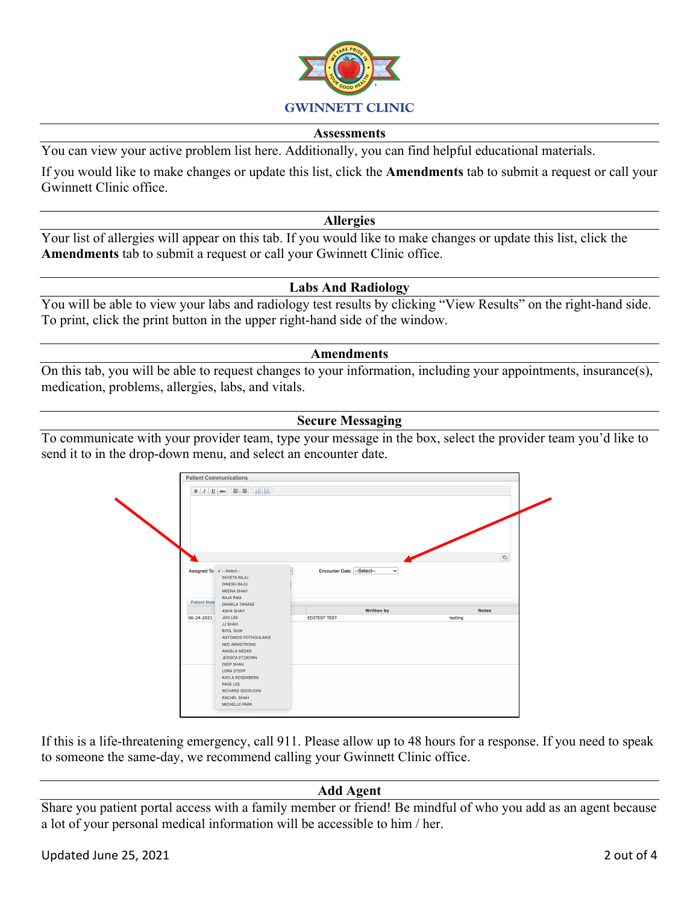GWINNETT CLINIC

## Assessments

You can view your active problem list here. Additionally, you can find helpful educational materials.

If you would like to make changes or update this list, click the **Amendments** tab to submit a request or call your Gwinnett Clinic office.

## Allergies

Your list of allergies will appear on this tab. If you would like to make changes or update this list, click the **Amendments** tab to submit a request or call your Gwinnett Clinic office.

## Labs And Radiology

You will be able to view your labs and radiology test results by clicking "View Results" on the right-hand side. To print, click the print button in the upper right-hand side of the window.

## Amendments

On this tab, you will be able to request changes to your information, including your appointments, insurance(s), medication, problems, allergies, labs, and vitals.

## Secure Messaging

To communicate with your provider team, type your message in the box, select the provider team you'd like to send it to in the drop-down menu, and select an encounter date.

If this is a life-threatening emergency, call 911. Please allow up to 48 hours for a response. If you need to speak to someone the same-day, we recommend calling your Gwinnett Clinic office.

## Add Agent

Share you patient portal access with a family member or friend! Be mindful of who you add as an agent because a lot of your personal medical information will be accessible to him / her.

Updated June 25, 2021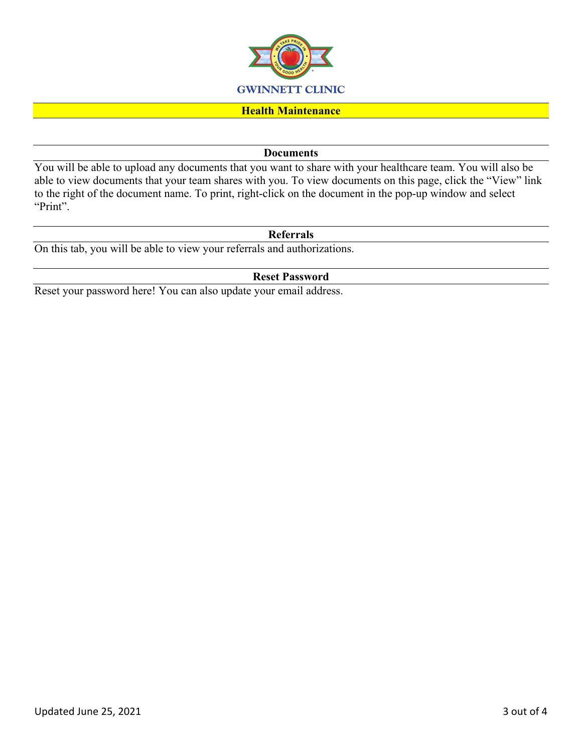**GWINNETT CLINIC**

## Health Maintenance

### Documents

You will be able to upload any documents that you want to share with your healthcare team. You will also be able to view documents that your team shares with you. To view documents on this page, click the "View" link to the right of the document name. To print, right-click on the document in the pop-up window and select "Print".

### Referrals

On this tab, you will be able to view your referrals and authorizations.

### Reset Password

Reset your password here! You can also update your email address.

Updated June 25, 2021